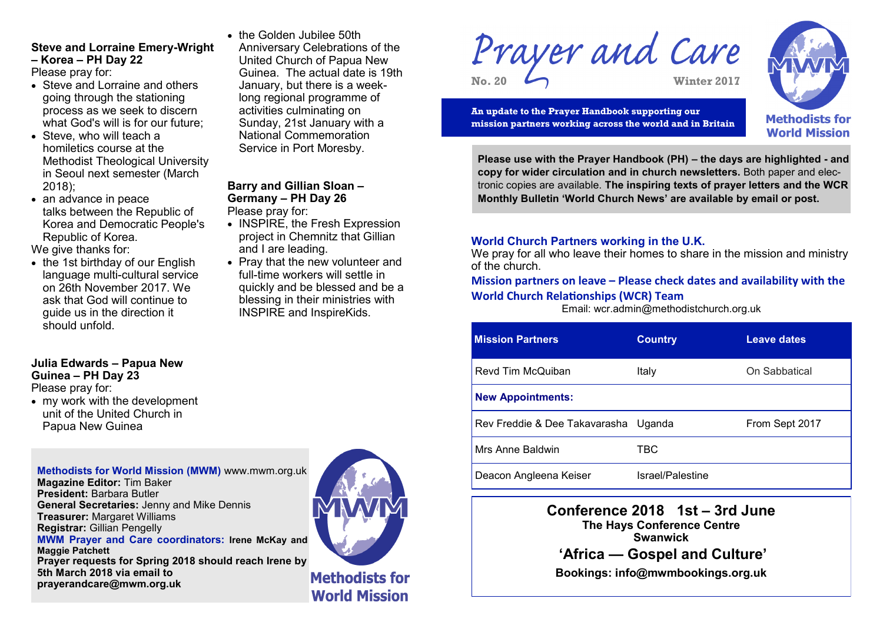Steve and Lorraine Emery-Wright – Korea – PH Day 22** / **# Prayer and Care

**No. 20** **Winter 2017**

**An update to the Prayer Handbook supporting our mission partners working across the world and in Britain**

**Methodists for World Mission**

**Please use with the Prayer Handbook (PH) – the days are highlighted - and copy for wider circulation and in church newsletters.** Both paper and electronic copies are available. **The inspiring texts of prayer letters and the WCR Monthly Bulletin 'World Church News' are available by email or post.**

**Steve and Lorraine Emery-Wright – Korea – PH Day 22**

Please pray for:

- Steve and Lorraine and others going through the stationing process as we seek to discern what God's will is for our future;
- Steve, who will teach a homiletics course at the Methodist Theological University in Seoul next semester (March 2018);
- an advance in peace talks between the Republic of Korea and Democratic People's Republic of Korea.

We give thanks for:

- the 1st birthday of our English language multi-cultural service on 26th November 2017. We ask that God will continue to guide us in the direction it should unfold.

**Julia Edwards – Papua New Guinea – PH Day 23**

Please pray for:

- my work with the development unit of the United Church in Papua New Guinea
- the Golden Jubilee 50th Anniversary Celebrations of the United Church of Papua New Guinea. The actual date is 19th January, but there is a week-long regional programme of activities culminating on Sunday, 21st January with a National Commemoration Service in Port Moresby.

**Barry and Gillian Sloan – Germany – PH Day 26**

Please pray for:

- INSPIRE, the Fresh Expression project in Chemnitz that Gillian and I are leading.
- Pray that the new volunteer and full-time workers will settle in quickly and be blessed and be a blessing in their ministries with INSPIRE and InspireKids.

## World Church Partners working in the U.K.

We pray for all who leave their homes to share in the mission and ministry of the church.

**Mission partners on leave – Please check dates and availability with the World Church Relationships (WCR) Team**

Email: wcr.admin@methodistchurch.org.uk

| Mission Partners | Country | Leave dates |
|---|---|---|
| Revd Tim McQuiban | Italy | On Sabbatical |
| **New Appointments:** | | |
| Rev Freddie & Dee Takavarasha | Uganda | From Sept 2017 |
| Mrs Anne Baldwin | TBC | |
| Deacon Angleena Keiser | Israel/Palestine | |

**Conference 2018 1st – 3rd June**
**The Hays Conference Centre**
**Swanwick**
**'Africa — Gospel and Culture'**
**Bookings: info@mwmbookings.org.uk**

**Methodists for World Mission (MWM)** www.mwm.org.uk
**Magazine Editor:** Tim Baker
**President:** Barbara Butler
**General Secretaries:** Jenny and Mike Dennis
**Treasurer:** Margaret Williams
**Registrar:** Gillian Pengelly
**MWM Prayer and Care coordinators:** **Irene McKay and Maggie Patchett**
**Prayer requests for Spring 2018 should reach Irene by 5th March 2018 via email to prayerandcare@mwm.org.uk**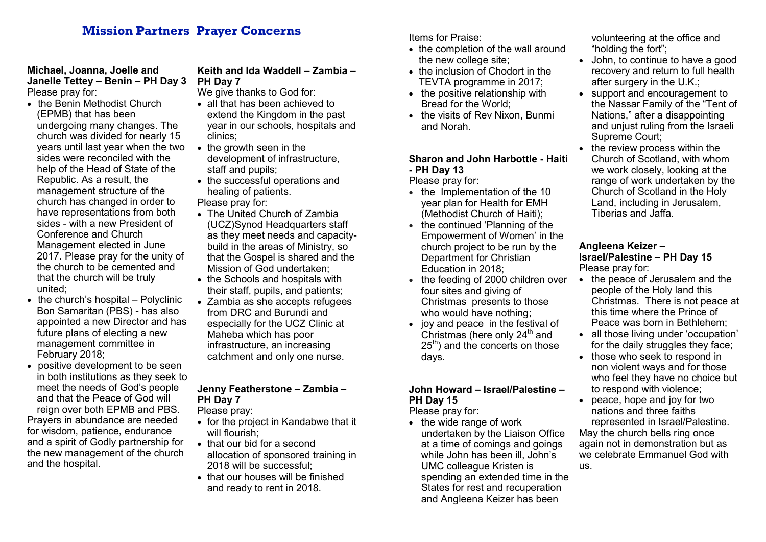# Mission Partners Prayer Concerns

**Michael, Joanna, Joelle and Janelle Tettey – Benin – PH Day 3**

Please pray for:

- the Benin Methodist Church (EPMB) that has been undergoing many changes. The church was divided for nearly 15 years until last year when the two sides were reconciled with the help of the Head of State of the Republic. As a result, the management structure of the church has changed in order to have representations from both sides - with a new President of Conference and Church Management elected in June 2017. Please pray for the unity of the church to be cemented and that the church will be truly united;
- the church's hospital – Polyclinic Bon Samaritan (PBS) - has also appointed a new Director and has future plans of electing a new management committee in February 2018;
- positive development to be seen in both institutions as they seek to meet the needs of God's people and that the Peace of God will reign over both EPMB and PBS.

Prayers in abundance are needed for wisdom, patience, endurance and a spirit of Godly partnership for the new management of the church and the hospital.

**Keith and Ida Waddell – Zambia – PH Day 7**

We give thanks to God for:

- all that has been achieved to extend the Kingdom in the past year in our schools, hospitals and clinics;
- the growth seen in the development of infrastructure, staff and pupils;
- the successful operations and healing of patients.

Please pray for:

- The United Church of Zambia (UCZ)Synod Headquarters staff as they meet needs and capacity-build in the areas of Ministry, so that the Gospel is shared and the Mission of God undertaken;
- the Schools and hospitals with their staff, pupils, and patients;
- Zambia as she accepts refugees from DRC and Burundi and especially for the UCZ Clinic at Maheba which has poor infrastructure, an increasing catchment and only one nurse.

**Jenny Featherstone – Zambia – PH Day 7**

Please pray:

- for the project in Kandabwe that it will flourish;
- that our bid for a second allocation of sponsored training in 2018 will be successful;
- that our houses will be finished and ready to rent in 2018.

Items for Praise:

- the completion of the wall around the new college site;
- the inclusion of Chodort in the TEVTA programme in 2017;
- the positive relationship with Bread for the World;
- the visits of Rev Nixon, Bunmi and Norah.

**Sharon and John Harbottle - Haiti - PH Day 13**

Please pray for:

- the Implementation of the 10 year plan for Health for EMH (Methodist Church of Haiti);
- the continued 'Planning of the Empowerment of Women' in the church project to be run by the Department for Christian Education in 2018;
- the feeding of 2000 children over four sites and giving of Christmas presents to those who would have nothing;
- joy and peace in the festival of Christmas (here only 24th and 25th) and the concerts on those days.

**John Howard – Israel/Palestine – PH Day 15**

Please pray for:

- the wide range of work undertaken by the Liaison Office at a time of comings and goings while John has been ill, John's UMC colleague Kristen is spending an extended time in the States for rest and recuperation and Angleena Keizer has been volunteering at the office and "holding the fort";
- John, to continue to have a good recovery and return to full health after surgery in the U.K.;
- support and encouragement to the Nassar Family of the "Tent of Nations," after a disappointing and unjust ruling from the Israeli Supreme Court;
- the review process within the Church of Scotland, with whom we work closely, looking at the range of work undertaken by the Church of Scotland in the Holy Land, including in Jerusalem, Tiberias and Jaffa.

**Angleena Keizer – Israel/Palestine – PH Day 15**

Please pray for:

- the peace of Jerusalem and the people of the Holy land this Christmas. There is not peace at this time where the Prince of Peace was born in Bethlehem;
- all those living under 'occupation' for the daily struggles they face;
- those who seek to respond in non violent ways and for those who feel they have no choice but to respond with violence;
- peace, hope and joy for two nations and three faiths represented in Israel/Palestine.

May the church bells ring once again not in demonstration but as we celebrate Emmanuel God with us.